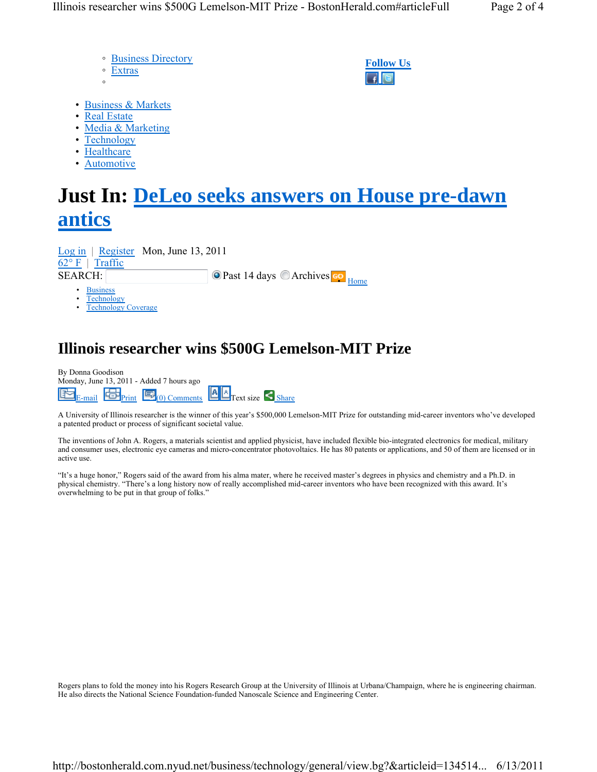- Business Directory
- Extras

**Follow Us**

- Business & Markets
- Real Estate
- Media & Marketing
- Technology
- Healthcare
- Automotive

# Just In: DeLeo seeks answers on House pre-dawn antics

Log in | Register Mon, June 13, 2011
62° F | Traffic
SEARCH: Past 14 days Archives Home

- Business
- Technology
- Technology Coverage

## Illinois researcher wins $500G Lemelson-MIT Prize

By Donna Goodison
Monday, June 13, 2011 - Added 7 hours ago

E-mail Print (0) Comments Text size Share

A University of Illinois researcher is the winner of this year's $500,000 Lemelson-MIT Prize for outstanding mid-career inventors who've developed a patented product or process of significant societal value.

The inventions of John A. Rogers, a materials scientist and applied physicist, have included flexible bio-integrated electronics for medical, military and consumer uses, electronic eye cameras and micro-concentrator photovoltaics. He has 80 patents or applications, and 50 of them are licensed or in active use.

"It's a huge honor," Rogers said of the award from his alma mater, where he received master's degrees in physics and chemistry and a Ph.D. in physical chemistry. "There's a long history now of really accomplished mid-career inventors who have been recognized with this award. It's overwhelming to be put in that group of folks."

Rogers plans to fold the money into his Rogers Research Group at the University of Illinois at Urbana/Champaign, where he is engineering chairman. He also directs the National Science Foundation-funded Nanoscale Science and Engineering Center.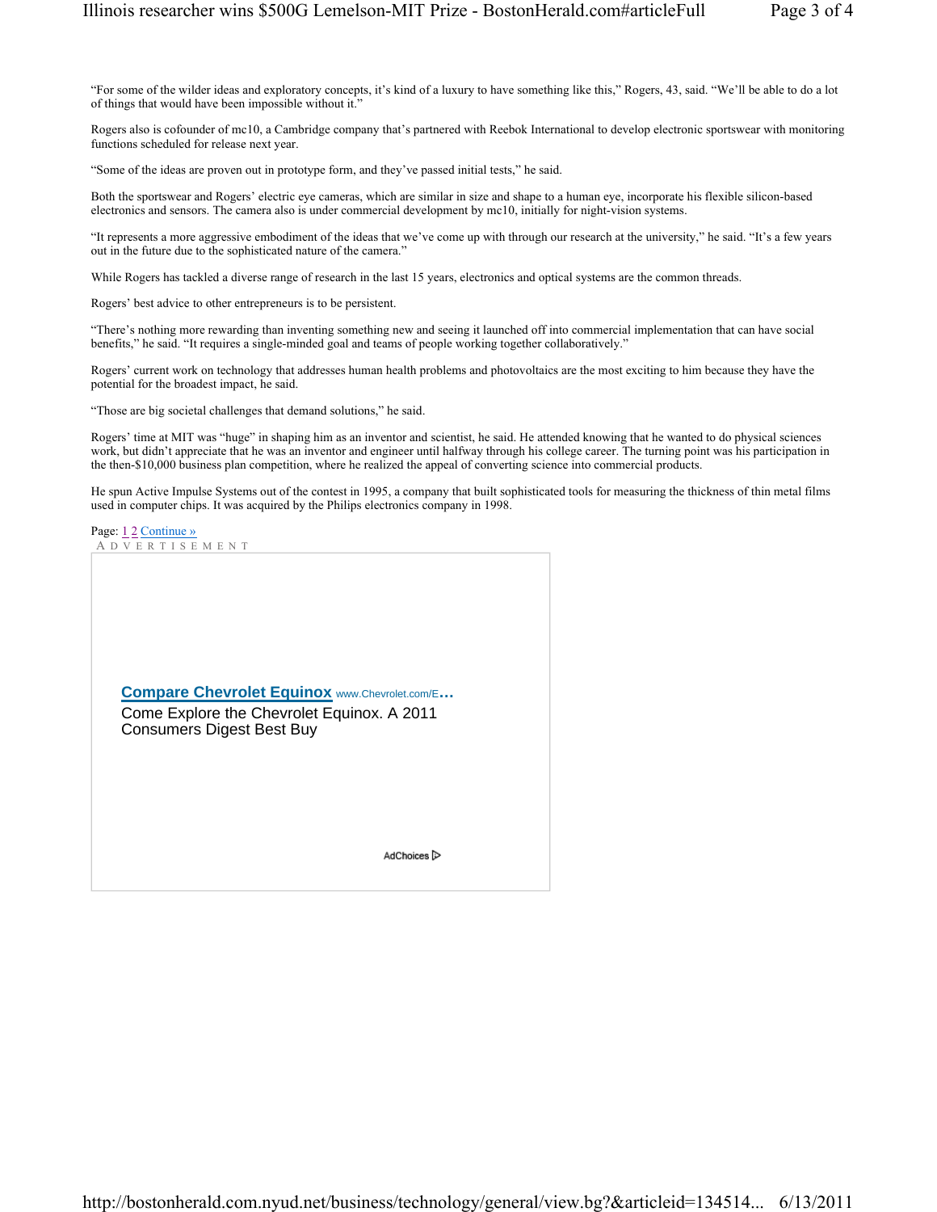"For some of the wilder ideas and exploratory concepts, it's kind of a luxury to have something like this," Rogers, 43, said. "We'll be able to do a lot of things that would have been impossible without it."

Rogers also is cofounder of mc10, a Cambridge company that's partnered with Reebok International to develop electronic sportswear with monitoring functions scheduled for release next year.

"Some of the ideas are proven out in prototype form, and they've passed initial tests," he said.

Both the sportswear and Rogers' electric eye cameras, which are similar in size and shape to a human eye, incorporate his flexible silicon-based electronics and sensors. The camera also is under commercial development by mc10, initially for night-vision systems.

"It represents a more aggressive embodiment of the ideas that we've come up with through our research at the university," he said. "It's a few years out in the future due to the sophisticated nature of the camera."

While Rogers has tackled a diverse range of research in the last 15 years, electronics and optical systems are the common threads.

Rogers' best advice to other entrepreneurs is to be persistent.

"There's nothing more rewarding than inventing something new and seeing it launched off into commercial implementation that can have social benefits," he said. "It requires a single-minded goal and teams of people working together collaboratively."

Rogers' current work on technology that addresses human health problems and photovoltaics are the most exciting to him because they have the potential for the broadest impact, he said.

"Those are big societal challenges that demand solutions," he said.

Rogers' time at MIT was "huge" in shaping him as an inventor and scientist, he said. He attended knowing that he wanted to do physical sciences work, but didn't appreciate that he was an inventor and engineer until halfway through his college career. The turning point was his participation in the then-$10,000 business plan competition, where he realized the appeal of converting science into commercial products.

He spun Active Impulse Systems out of the contest in 1995, a company that built sophisticated tools for measuring the thickness of thin metal films used in computer chips. It was acquired by the Philips electronics company in 1998.

Page: 1 2 Continue »

ADVERTISEMENT

**Compare Chevrolet Equinox** www.Chevrolet.com/E...

Come Explore the Chevrolet Equinox. A 2011 Consumers Digest Best Buy

AdChoices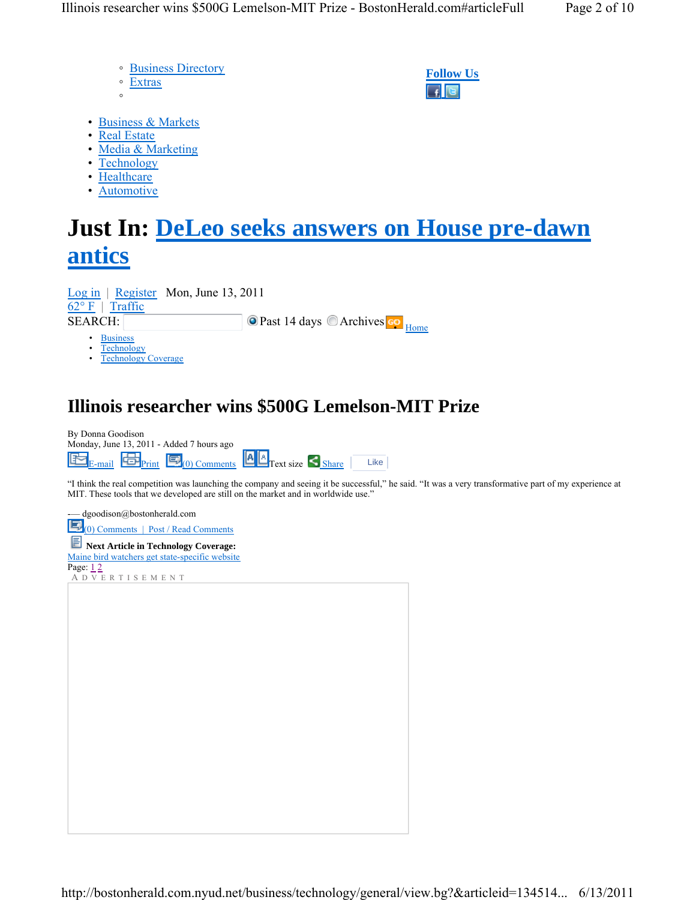- Business Directory
- Extras

**Follow Us**

- Business & Markets
- Real Estate
- Media & Marketing
- Technology
- Healthcare
- Automotive

# Just In: DeLeo seeks answers on House pre-dawn antics

Log in | Register Mon, June 13, 2011
62° F | Traffic
SEARCH: Past 14 days Archives GO Home

- Business
- Technology
- Technology Coverage

## Illinois researcher wins $500G Lemelson-MIT Prize

By Donna Goodison
Monday, June 13, 2011 - Added 7 hours ago

E-mail Print (0) Comments Text size Share Like

"I think the real competition was launching the company and seeing it be successful," he said. "It was a very transformative part of my experience at MIT. These tools that we developed are still on the market and in worldwide use."

-– dgoodison@bostonherald.com

(0) Comments | Post / Read Comments

**Next Article in Technology Coverage:**
Maine bird watchers get state-specific website

Page: 1 2

ADVERTISEMENT